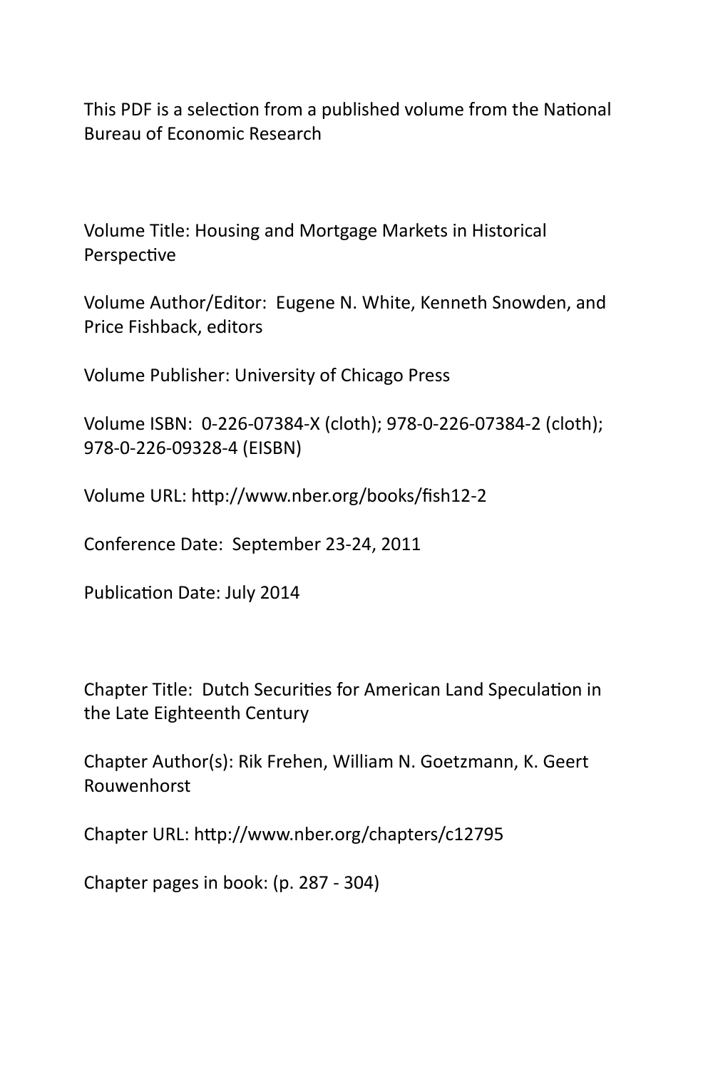This PDF is a selection from a published volume from the National Bureau of Economic Research

Volume Title: Housing and Mortgage Markets in Historical Perspective

Volume Author/Editor: Eugene N. White, Kenneth Snowden, and Price Fishback, editors

Volume Publisher: University of Chicago Press

Volume ISBN: 0-226-07384-X (cloth); 978-0-226-07384-2 (cloth); 978-0-226-09328-4 (EISBN)

Volume URL: http://www.nber.org/books/fish12-2

Conference Date: September 23-24, 2011

Publication Date: July 2014

Chapter Title: Dutch Securities for American Land Speculation in the Late Eighteenth Century

Chapter Author(s): Rik Frehen, William N. Goetzmann, K. Geert Rouwenhorst

Chapter URL: http://www.nber.org/chapters/c12795

Chapter pages in book: (p. 287 - 304)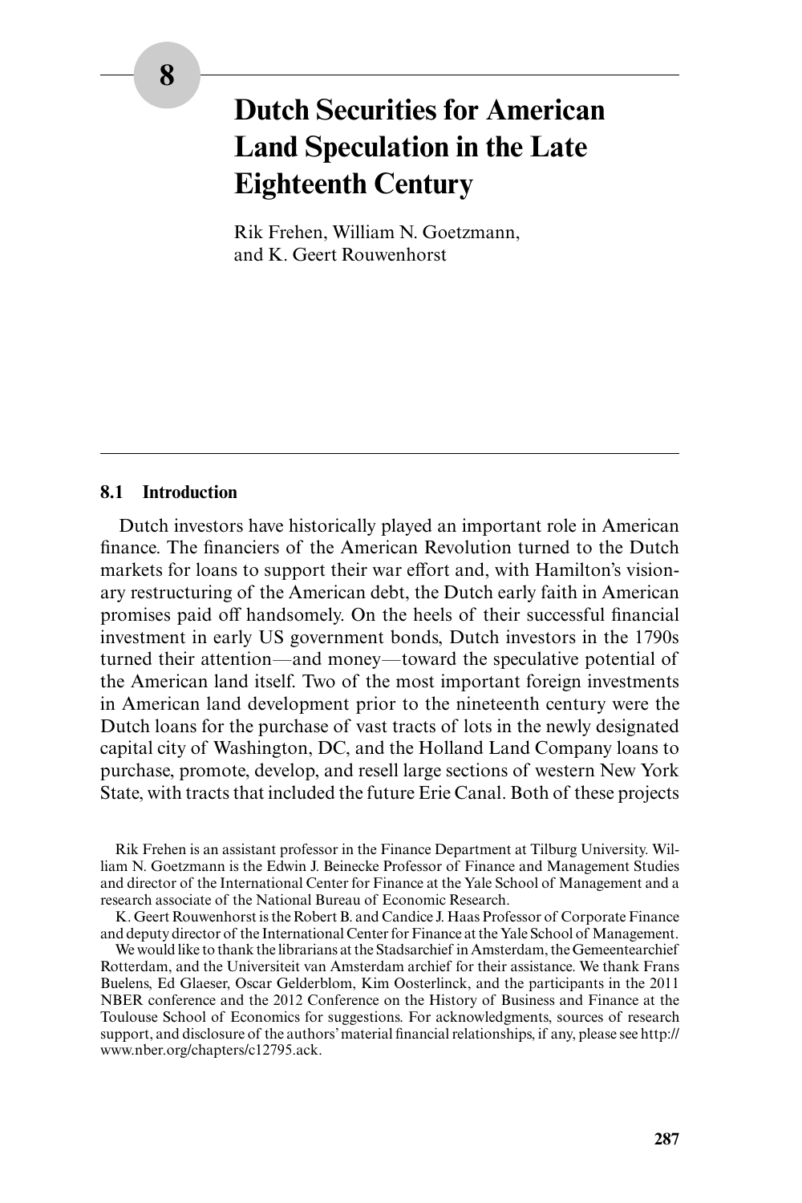# 8 Dutch Securities for American Land Speculation in the Late Eighteenth Century

Rik Frehen, William N. Goetzmann, and K. Geert Rouwenhorst

## 8.1 Introduction

Dutch investors have historically played an important role in American finance. The financiers of the American Revolution turned to the Dutch markets for loans to support their war effort and, with Hamilton's visionary restructuring of the American debt, the Dutch early faith in American promises paid off handsomely. On the heels of their successful financial investment in early US government bonds, Dutch investors in the 1790s turned their attention—and money—toward the speculative potential of the American land itself. Two of the most important foreign investments in American land development prior to the nineteenth century were the Dutch loans for the purchase of vast tracts of lots in the newly designated capital city of Washington, DC, and the Holland Land Company loans to purchase, promote, develop, and resell large sections of western New York State, with tracts that included the future Erie Canal. Both of these projects

Rik Frehen is an assistant professor in the Finance Department at Tilburg University. William N. Goetzmann is the Edwin J. Beinecke Professor of Finance and Management Studies and director of the International Center for Finance at the Yale School of Management and a research associate of the National Bureau of Economic Research.

K. Geert Rouwenhorst is the Robert B. and Candice J. Haas Professor of Corporate Finance and deputy director of the International Center for Finance at the Yale School of Management.

We would like to thank the librarians at the Stadsarchief in Amsterdam, the Gemeentearchief Rotterdam, and the Universiteit van Amsterdam archief for their assistance. We thank Frans Buelens, Ed Glaeser, Oscar Gelderblom, Kim Oosterlinck, and the participants in the 2011 NBER conference and the 2012 Conference on the History of Business and Finance at the Toulouse School of Economics for suggestions. For acknowledgments, sources of research support, and disclosure of the authors' material financial relationships, if any, please see http://www.nber.org/chapters/c12795.ack.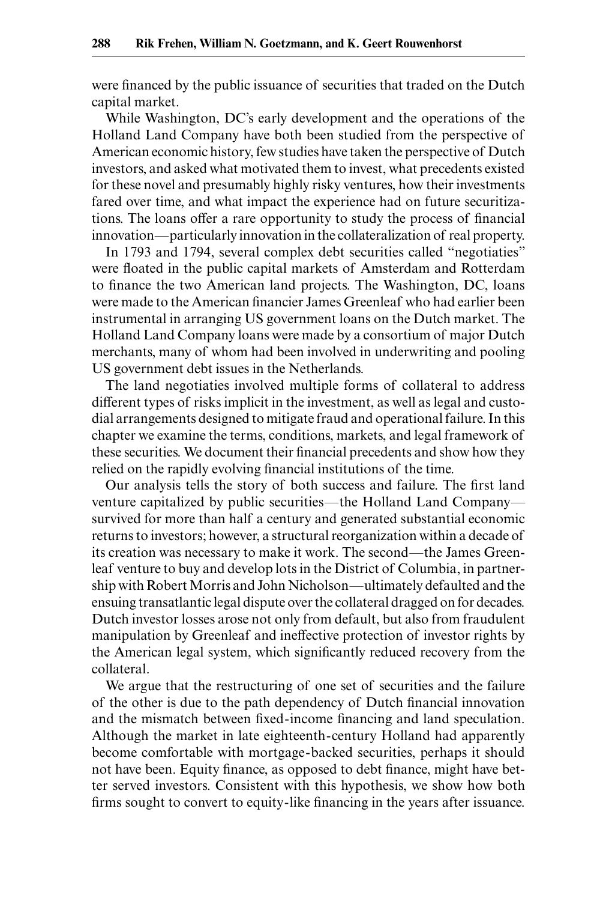were financed by the public issuance of securities that traded on the Dutch capital market.

While Washington, DC's early development and the operations of the Holland Land Company have both been studied from the perspective of American economic history, few studies have taken the perspective of Dutch investors, and asked what motivated them to invest, what precedents existed for these novel and presumably highly risky ventures, how their investments fared over time, and what impact the experience had on future securitizations. The loans offer a rare opportunity to study the process of financial innovation—particularly innovation in the collateralization of real property.

In 1793 and 1794, several complex debt securities called "negotiaties" were floated in the public capital markets of Amsterdam and Rotterdam to finance the two American land projects. The Washington, DC, loans were made to the American financier James Greenleaf who had earlier been instrumental in arranging US government loans on the Dutch market. The Holland Land Company loans were made by a consortium of major Dutch merchants, many of whom had been involved in underwriting and pooling US government debt issues in the Netherlands.

The land negotiaties involved multiple forms of collateral to address different types of risks implicit in the investment, as well as legal and custodial arrangements designed to mitigate fraud and operational failure. In this chapter we examine the terms, conditions, markets, and legal framework of these securities. We document their financial precedents and show how they relied on the rapidly evolving financial institutions of the time.

Our analysis tells the story of both success and failure. The first land venture capitalized by public securities—the Holland Land Company—survived for more than half a century and generated substantial economic returns to investors; however, a structural reorganization within a decade of its creation was necessary to make it work. The second—the James Greenleaf venture to buy and develop lots in the District of Columbia, in partnership with Robert Morris and John Nicholson—ultimately defaulted and the ensuing transatlantic legal dispute over the collateral dragged on for decades. Dutch investor losses arose not only from default, but also from fraudulent manipulation by Greenleaf and ineffective protection of investor rights by the American legal system, which significantly reduced recovery from the collateral.

We argue that the restructuring of one set of securities and the failure of the other is due to the path dependency of Dutch financial innovation and the mismatch between fixed-income financing and land speculation. Although the market in late eighteenth-century Holland had apparently become comfortable with mortgage-backed securities, perhaps it should not have been. Equity finance, as opposed to debt finance, might have better served investors. Consistent with this hypothesis, we show how both firms sought to convert to equity-like financing in the years after issuance.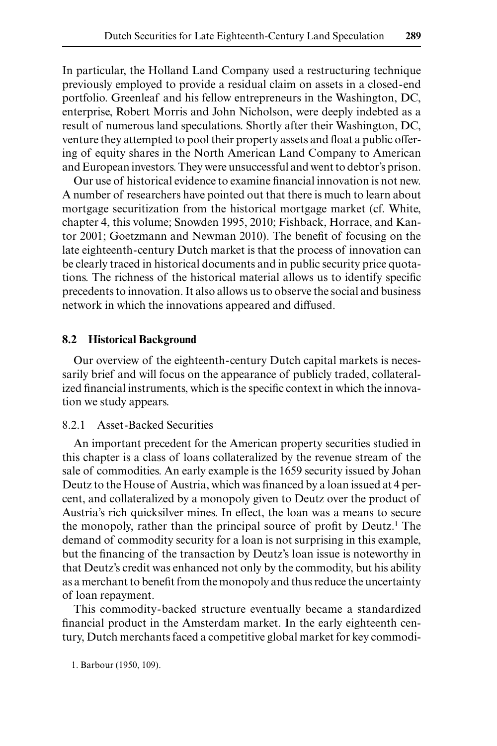In particular, the Holland Land Company used a restructuring technique previously employed to provide a residual claim on assets in a closed-end portfolio. Greenleaf and his fellow entrepreneurs in the Washington, DC, enterprise, Robert Morris and John Nicholson, were deeply indebted as a result of numerous land speculations. Shortly after their Washington, DC, venture they attempted to pool their property assets and float a public offering of equity shares in the North American Land Company to American and European investors. They were unsuccessful and went to debtor's prison.

Our use of historical evidence to examine financial innovation is not new. A number of researchers have pointed out that there is much to learn about mortgage securitization from the historical mortgage market (cf. White, chapter 4, this volume; Snowden 1995, 2010; Fishback, Horrace, and Kantor 2001; Goetzmann and Newman 2010). The benefit of focusing on the late eighteenth-century Dutch market is that the process of innovation can be clearly traced in historical documents and in public security price quotations. The richness of the historical material allows us to identify specific precedents to innovation. It also allows us to observe the social and business network in which the innovations appeared and diffused.

## 8.2 Historical Background

Our overview of the eighteenth-century Dutch capital markets is necessarily brief and will focus on the appearance of publicly traded, collateralized financial instruments, which is the specific context in which the innovation we study appears.

### 8.2.1 Asset-Backed Securities

An important precedent for the American property securities studied in this chapter is a class of loans collateralized by the revenue stream of the sale of commodities. An early example is the 1659 security issued by Johan Deutz to the House of Austria, which was financed by a loan issued at 4 percent, and collateralized by a monopoly given to Deutz over the product of Austria's rich quicksilver mines. In effect, the loan was a means to secure the monopoly, rather than the principal source of profit by Deutz.[1] The demand of commodity security for a loan is not surprising in this example, but the financing of the transaction by Deutz's loan issue is noteworthy in that Deutz's credit was enhanced not only by the commodity, but his ability as a merchant to benefit from the monopoly and thus reduce the uncertainty of loan repayment.

This commodity-backed structure eventually became a standardized financial product in the Amsterdam market. In the early eighteenth century, Dutch merchants faced a competitive global market for key commodi-

1. Barbour (1950, 109).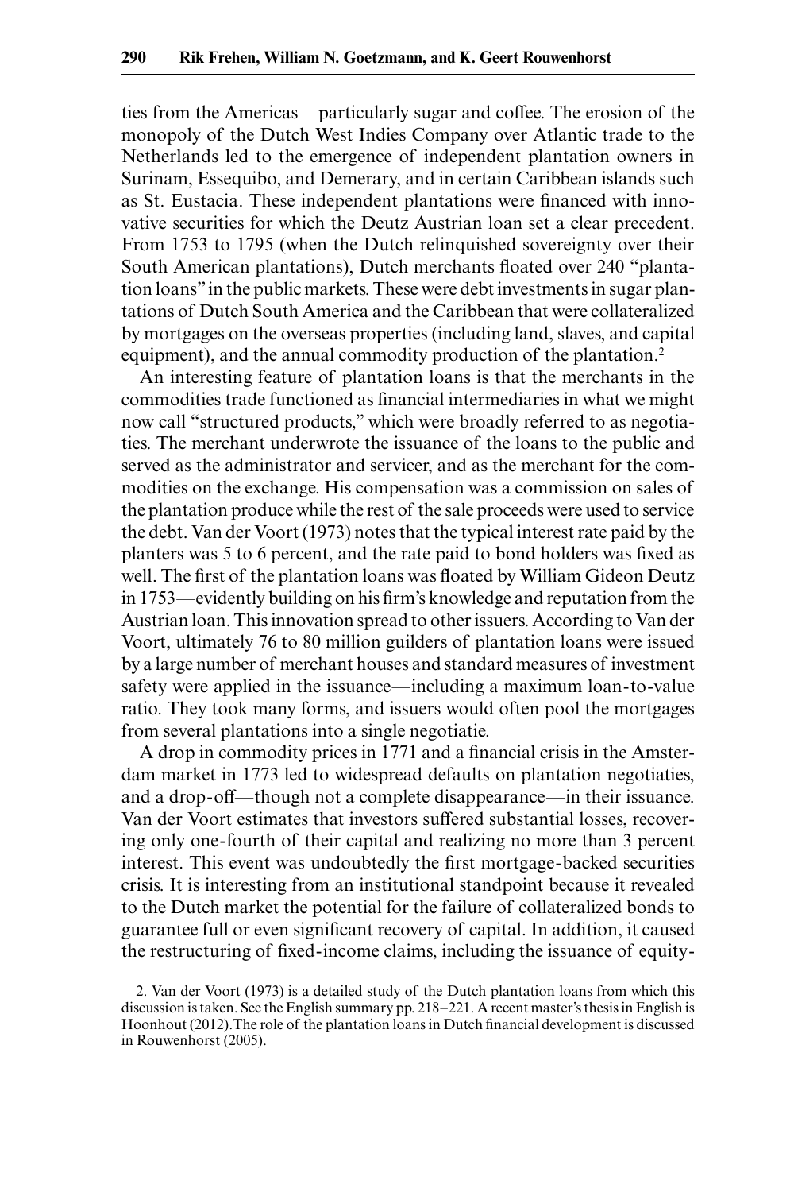ties from the Americas—particularly sugar and coffee. The erosion of the monopoly of the Dutch West Indies Company over Atlantic trade to the Netherlands led to the emergence of independent plantation owners in Surinam, Essequibo, and Demerary, and in certain Caribbean islands such as St. Eustacia. These independent plantations were financed with innovative securities for which the Deutz Austrian loan set a clear precedent. From 1753 to 1795 (when the Dutch relinquished sovereignty over their South American plantations), Dutch merchants floated over 240 "plantation loans" in the public markets. These were debt investments in sugar plantations of Dutch South America and the Caribbean that were collateralized by mortgages on the overseas properties (including land, slaves, and capital equipment), and the annual commodity production of the plantation.[2]

An interesting feature of plantation loans is that the merchants in the commodities trade functioned as financial intermediaries in what we might now call "structured products," which were broadly referred to as negotiaties. The merchant underwrote the issuance of the loans to the public and served as the administrator and servicer, and as the merchant for the commodities on the exchange. His compensation was a commission on sales of the plantation produce while the rest of the sale proceeds were used to service the debt. Van der Voort (1973) notes that the typical interest rate paid by the planters was 5 to 6 percent, and the rate paid to bond holders was fixed as well. The first of the plantation loans was floated by William Gideon Deutz in 1753—evidently building on his firm's knowledge and reputation from the Austrian loan. This innovation spread to other issuers. According to Van der Voort, ultimately 76 to 80 million guilders of plantation loans were issued by a large number of merchant houses and standard measures of investment safety were applied in the issuance—including a maximum loan-to-value ratio. They took many forms, and issuers would often pool the mortgages from several plantations into a single negotiatie.

A drop in commodity prices in 1771 and a financial crisis in the Amsterdam market in 1773 led to widespread defaults on plantation negotiaties, and a drop-off—though not a complete disappearance—in their issuance. Van der Voort estimates that investors suffered substantial losses, recovering only one-fourth of their capital and realizing no more than 3 percent interest. This event was undoubtedly the first mortgage-backed securities crisis. It is interesting from an institutional standpoint because it revealed to the Dutch market the potential for the failure of collateralized bonds to guarantee full or even significant recovery of capital. In addition, it caused the restructuring of fixed-income claims, including the issuance of equity-

2. Van der Voort (1973) is a detailed study of the Dutch plantation loans from which this discussion is taken. See the English summary pp. 218–221. A recent master's thesis in English is Hoonhout (2012).The role of the plantation loans in Dutch financial development is discussed in Rouwenhorst (2005).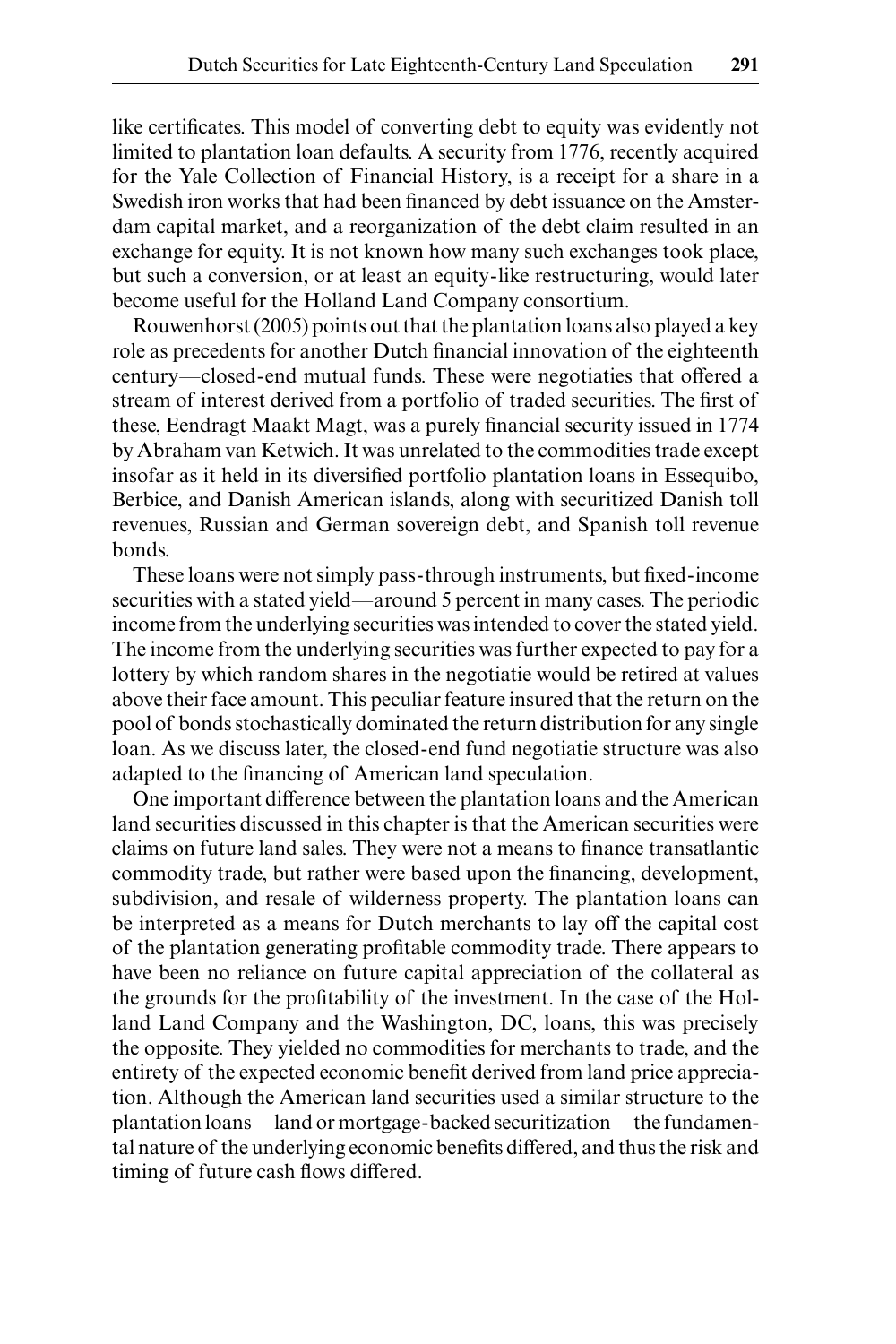like certificates. This model of converting debt to equity was evidently not limited to plantation loan defaults. A security from 1776, recently acquired for the Yale Collection of Financial History, is a receipt for a share in a Swedish iron works that had been financed by debt issuance on the Amsterdam capital market, and a reorganization of the debt claim resulted in an exchange for equity. It is not known how many such exchanges took place, but such a conversion, or at least an equity-like restructuring, would later become useful for the Holland Land Company consortium.

Rouwenhorst (2005) points out that the plantation loans also played a key role as precedents for another Dutch financial innovation of the eighteenth century—closed-end mutual funds. These were negotiaties that offered a stream of interest derived from a portfolio of traded securities. The first of these, Eendragt Maakt Magt, was a purely financial security issued in 1774 by Abraham van Ketwich. It was unrelated to the commodities trade except insofar as it held in its diversified portfolio plantation loans in Essequibo, Berbice, and Danish American islands, along with securitized Danish toll revenues, Russian and German sovereign debt, and Spanish toll revenue bonds.

These loans were not simply pass-through instruments, but fixed-income securities with a stated yield—around 5 percent in many cases. The periodic income from the underlying securities was intended to cover the stated yield. The income from the underlying securities was further expected to pay for a lottery by which random shares in the negotiatie would be retired at values above their face amount. This peculiar feature insured that the return on the pool of bonds stochastically dominated the return distribution for any single loan. As we discuss later, the closed-end fund negotiatie structure was also adapted to the financing of American land speculation.

One important difference between the plantation loans and the American land securities discussed in this chapter is that the American securities were claims on future land sales. They were not a means to finance transatlantic commodity trade, but rather were based upon the financing, development, subdivision, and resale of wilderness property. The plantation loans can be interpreted as a means for Dutch merchants to lay off the capital cost of the plantation generating profitable commodity trade. There appears to have been no reliance on future capital appreciation of the collateral as the grounds for the profitability of the investment. In the case of the Holland Land Company and the Washington, DC, loans, this was precisely the opposite. They yielded no commodities for merchants to trade, and the entirety of the expected economic benefit derived from land price appreciation. Although the American land securities used a similar structure to the plantation loans—land or mortgage-backed securitization—the fundamental nature of the underlying economic benefits differed, and thus the risk and timing of future cash flows differed.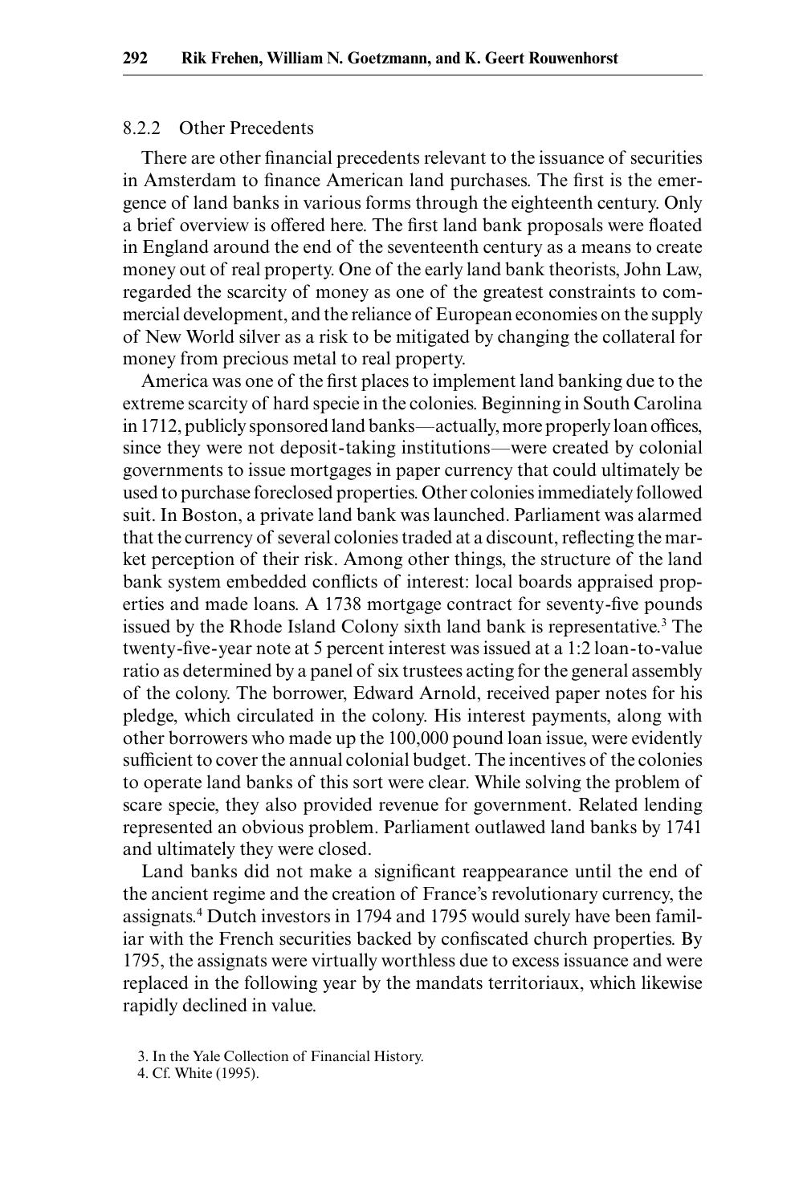### 8.2.2 Other Precedents

There are other financial precedents relevant to the issuance of securities in Amsterdam to finance American land purchases. The first is the emergence of land banks in various forms through the eighteenth century. Only a brief overview is offered here. The first land bank proposals were floated in England around the end of the seventeenth century as a means to create money out of real property. One of the early land bank theorists, John Law, regarded the scarcity of money as one of the greatest constraints to commercial development, and the reliance of European economies on the supply of New World silver as a risk to be mitigated by changing the collateral for money from precious metal to real property.

America was one of the first places to implement land banking due to the extreme scarcity of hard specie in the colonies. Beginning in South Carolina in 1712, publicly sponsored land banks—actually, more properly loan offices, since they were not deposit-taking institutions—were created by colonial governments to issue mortgages in paper currency that could ultimately be used to purchase foreclosed properties. Other colonies immediately followed suit. In Boston, a private land bank was launched. Parliament was alarmed that the currency of several colonies traded at a discount, reflecting the market perception of their risk. Among other things, the structure of the land bank system embedded conflicts of interest: local boards appraised properties and made loans. A 1738 mortgage contract for seventy-five pounds issued by the Rhode Island Colony sixth land bank is representative.[3] The twenty-five-year note at 5 percent interest was issued at a 1:2 loan-to-value ratio as determined by a panel of six trustees acting for the general assembly of the colony. The borrower, Edward Arnold, received paper notes for his pledge, which circulated in the colony. His interest payments, along with other borrowers who made up the 100,000 pound loan issue, were evidently sufficient to cover the annual colonial budget. The incentives of the colonies to operate land banks of this sort were clear. While solving the problem of scare specie, they also provided revenue for government. Related lending represented an obvious problem. Parliament outlawed land banks by 1741 and ultimately they were closed.

Land banks did not make a significant reappearance until the end of the ancient regime and the creation of France's revolutionary currency, the assignats.[4] Dutch investors in 1794 and 1795 would surely have been familiar with the French securities backed by confiscated church properties. By 1795, the assignats were virtually worthless due to excess issuance and were replaced in the following year by the mandats territoriaux, which likewise rapidly declined in value.

3. In the Yale Collection of Financial History.

4. Cf. White (1995).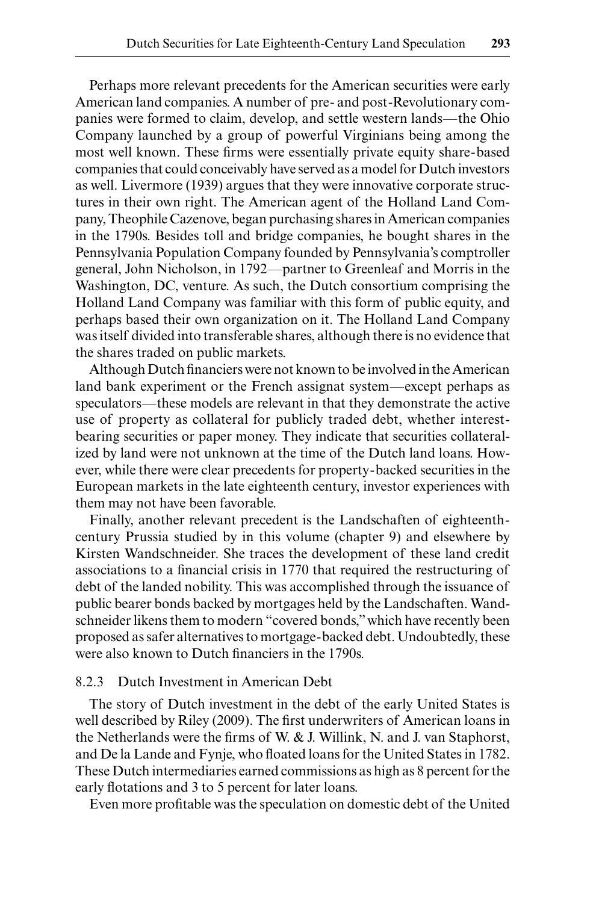Perhaps more relevant precedents for the American securities were early American land companies. A number of pre- and post-Revolutionary companies were formed to claim, develop, and settle western lands—the Ohio Company launched by a group of powerful Virginians being among the most well known. These firms were essentially private equity share-based companies that could conceivably have served as a model for Dutch investors as well. Livermore (1939) argues that they were innovative corporate structures in their own right. The American agent of the Holland Land Company, Theophile Cazenove, began purchasing shares in American companies in the 1790s. Besides toll and bridge companies, he bought shares in the Pennsylvania Population Company founded by Pennsylvania's comptroller general, John Nicholson, in 1792—partner to Greenleaf and Morris in the Washington, DC, venture. As such, the Dutch consortium comprising the Holland Land Company was familiar with this form of public equity, and perhaps based their own organization on it. The Holland Land Company was itself divided into transferable shares, although there is no evidence that the shares traded on public markets.

Although Dutch financiers were not known to be involved in the American land bank experiment or the French assignat system—except perhaps as speculators—these models are relevant in that they demonstrate the active use of property as collateral for publicly traded debt, whether interest-bearing securities or paper money. They indicate that securities collateralized by land were not unknown at the time of the Dutch land loans. However, while there were clear precedents for property-backed securities in the European markets in the late eighteenth century, investor experiences with them may not have been favorable.

Finally, another relevant precedent is the Landschaften of eighteenth-century Prussia studied by in this volume (chapter 9) and elsewhere by Kirsten Wandschneider. She traces the development of these land credit associations to a financial crisis in 1770 that required the restructuring of debt of the landed nobility. This was accomplished through the issuance of public bearer bonds backed by mortgages held by the Landschaften. Wandschneider likens them to modern "covered bonds," which have recently been proposed as safer alternatives to mortgage-backed debt. Undoubtedly, these were also known to Dutch financiers in the 1790s.

### 8.2.3 Dutch Investment in American Debt

The story of Dutch investment in the debt of the early United States is well described by Riley (2009). The first underwriters of American loans in the Netherlands were the firms of W. & J. Willink, N. and J. van Staphorst, and De la Lande and Fynje, who floated loans for the United States in 1782. These Dutch intermediaries earned commissions as high as 8 percent for the early flotations and 3 to 5 percent for later loans.

Even more profitable was the speculation on domestic debt of the United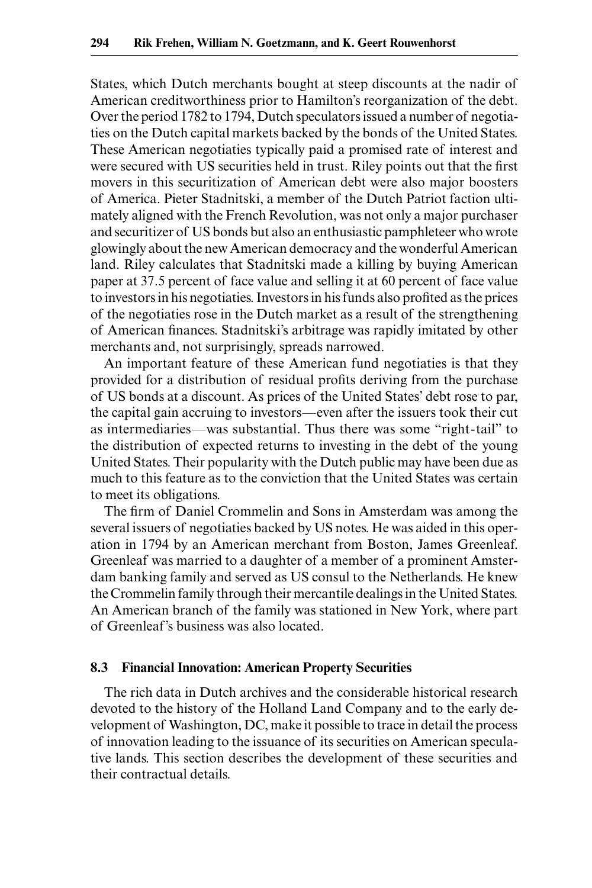States, which Dutch merchants bought at steep discounts at the nadir of American creditworthiness prior to Hamilton's reorganization of the debt. Over the period 1782 to 1794, Dutch speculators issued a number of negotiaties on the Dutch capital markets backed by the bonds of the United States. These American negotiaties typically paid a promised rate of interest and were secured with US securities held in trust. Riley points out that the first movers in this securitization of American debt were also major boosters of America. Pieter Stadnitski, a member of the Dutch Patriot faction ultimately aligned with the French Revolution, was not only a major purchaser and securitizer of US bonds but also an enthusiastic pamphleteer who wrote glowingly about the new American democracy and the wonderful American land. Riley calculates that Stadnitski made a killing by buying American paper at 37.5 percent of face value and selling it at 60 percent of face value to investors in his negotiaties. Investors in his funds also profited as the prices of the negotiaties rose in the Dutch market as a result of the strengthening of American finances. Stadnitski's arbitrage was rapidly imitated by other merchants and, not surprisingly, spreads narrowed.

An important feature of these American fund negotiaties is that they provided for a distribution of residual profits deriving from the purchase of US bonds at a discount. As prices of the United States' debt rose to par, the capital gain accruing to investors—even after the issuers took their cut as intermediaries—was substantial. Thus there was some "right-tail" to the distribution of expected returns to investing in the debt of the young United States. Their popularity with the Dutch public may have been due as much to this feature as to the conviction that the United States was certain to meet its obligations.

The firm of Daniel Crommelin and Sons in Amsterdam was among the several issuers of negotiaties backed by US notes. He was aided in this operation in 1794 by an American merchant from Boston, James Greenleaf. Greenleaf was married to a daughter of a member of a prominent Amsterdam banking family and served as US consul to the Netherlands. He knew the Crommelin family through their mercantile dealings in the United States. An American branch of the family was stationed in New York, where part of Greenleaf's business was also located.

### 8.3 Financial Innovation: American Property Securities

The rich data in Dutch archives and the considerable historical research devoted to the history of the Holland Land Company and to the early development of Washington, DC, make it possible to trace in detail the process of innovation leading to the issuance of its securities on American speculative lands. This section describes the development of these securities and their contractual details.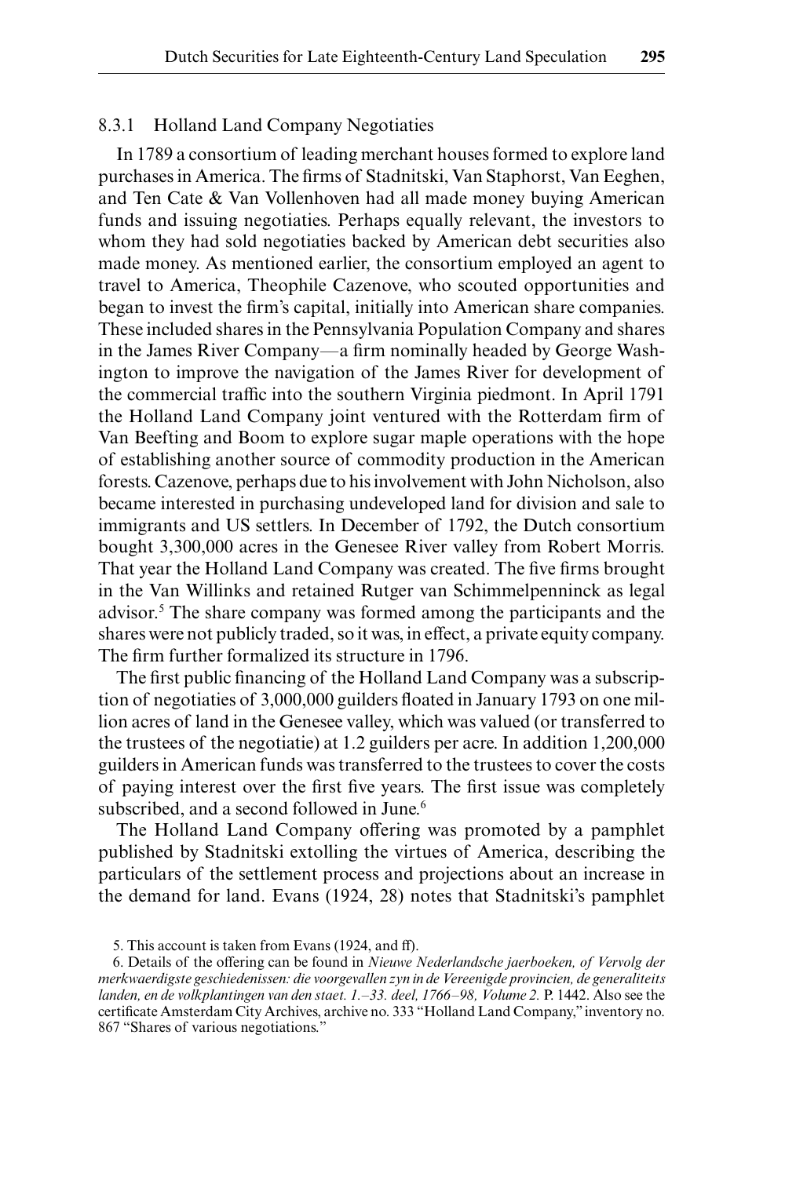### 8.3.1 Holland Land Company Negotiaties

In 1789 a consortium of leading merchant houses formed to explore land purchases in America. The firms of Stadnitski, Van Staphorst, Van Eeghen, and Ten Cate & Van Vollenhoven had all made money buying American funds and issuing negotiaties. Perhaps equally relevant, the investors to whom they had sold negotiaties backed by American debt securities also made money. As mentioned earlier, the consortium employed an agent to travel to America, Theophile Cazenove, who scouted opportunities and began to invest the firm's capital, initially into American share companies. These included shares in the Pennsylvania Population Company and shares in the James River Company—a firm nominally headed by George Washington to improve the navigation of the James River for development of the commercial traffic into the southern Virginia piedmont. In April 1791 the Holland Land Company joint ventured with the Rotterdam firm of Van Beefting and Boom to explore sugar maple operations with the hope of establishing another source of commodity production in the American forests. Cazenove, perhaps due to his involvement with John Nicholson, also became interested in purchasing undeveloped land for division and sale to immigrants and US settlers. In December of 1792, the Dutch consortium bought 3,300,000 acres in the Genesee River valley from Robert Morris. That year the Holland Land Company was created. The five firms brought in the Van Willinks and retained Rutger van Schimmelpenninck as legal advisor.[5] The share company was formed among the participants and the shares were not publicly traded, so it was, in effect, a private equity company. The firm further formalized its structure in 1796.

The first public financing of the Holland Land Company was a subscription of negotiaties of 3,000,000 guilders floated in January 1793 on one million acres of land in the Genesee valley, which was valued (or transferred to the trustees of the negotiatie) at 1.2 guilders per acre. In addition 1,200,000 guilders in American funds was transferred to the trustees to cover the costs of paying interest over the first five years. The first issue was completely subscribed, and a second followed in June.[6]

The Holland Land Company offering was promoted by a pamphlet published by Stadnitski extolling the virtues of America, describing the particulars of the settlement process and projections about an increase in the demand for land. Evans (1924, 28) notes that Stadnitski's pamphlet

5. This account is taken from Evans (1924, and ff).

6. Details of the offering can be found in *Nieuwe Nederlandsche jaerboeken, of Vervolg der merkwaerdigste geschiedenissen: die voorgevallen zyn in de Vereenigde provincien, de generaliteits landen, en de volkplantingen van den staet. 1.–33. deel, 1766–98, Volume 2.* P. 1442. Also see the certificate Amsterdam City Archives, archive no. 333 "Holland Land Company," inventory no. 867 "Shares of various negotiations."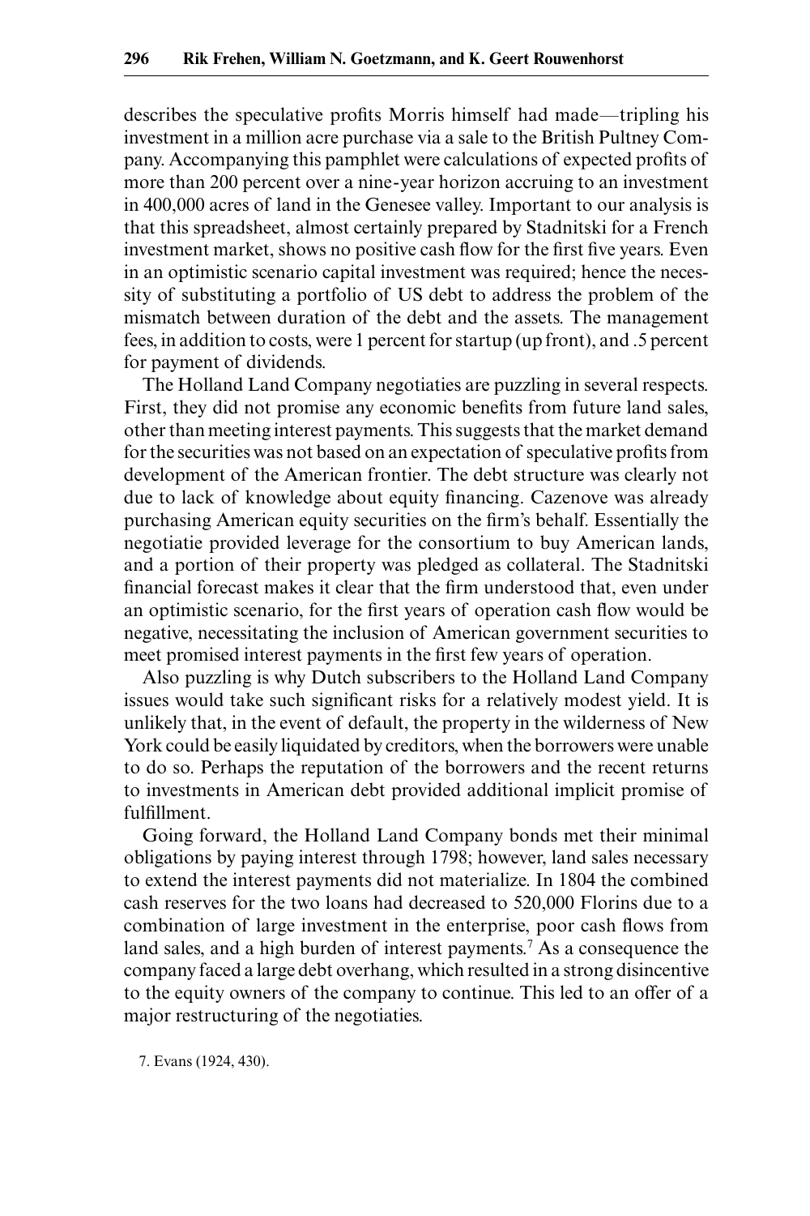describes the speculative profits Morris himself had made—tripling his investment in a million acre purchase via a sale to the British Pultney Company. Accompanying this pamphlet were calculations of expected profits of more than 200 percent over a nine-year horizon accruing to an investment in 400,000 acres of land in the Genesee valley. Important to our analysis is that this spreadsheet, almost certainly prepared by Stadnitski for a French investment market, shows no positive cash flow for the first five years. Even in an optimistic scenario capital investment was required; hence the necessity of substituting a portfolio of US debt to address the problem of the mismatch between duration of the debt and the assets. The management fees, in addition to costs, were 1 percent for startup (up front), and .5 percent for payment of dividends.

The Holland Land Company negotiaties are puzzling in several respects. First, they did not promise any economic benefits from future land sales, other than meeting interest payments. This suggests that the market demand for the securities was not based on an expectation of speculative profits from development of the American frontier. The debt structure was clearly not due to lack of knowledge about equity financing. Cazenove was already purchasing American equity securities on the firm's behalf. Essentially the negotiatie provided leverage for the consortium to buy American lands, and a portion of their property was pledged as collateral. The Stadnitski financial forecast makes it clear that the firm understood that, even under an optimistic scenario, for the first years of operation cash flow would be negative, necessitating the inclusion of American government securities to meet promised interest payments in the first few years of operation.

Also puzzling is why Dutch subscribers to the Holland Land Company issues would take such significant risks for a relatively modest yield. It is unlikely that, in the event of default, the property in the wilderness of New York could be easily liquidated by creditors, when the borrowers were unable to do so. Perhaps the reputation of the borrowers and the recent returns to investments in American debt provided additional implicit promise of fulfillment.

Going forward, the Holland Land Company bonds met their minimal obligations by paying interest through 1798; however, land sales necessary to extend the interest payments did not materialize. In 1804 the combined cash reserves for the two loans had decreased to 520,000 Florins due to a combination of large investment in the enterprise, poor cash flows from land sales, and a high burden of interest payments.[7] As a consequence the company faced a large debt overhang, which resulted in a strong disincentive to the equity owners of the company to continue. This led to an offer of a major restructuring of the negotiaties.

7. Evans (1924, 430).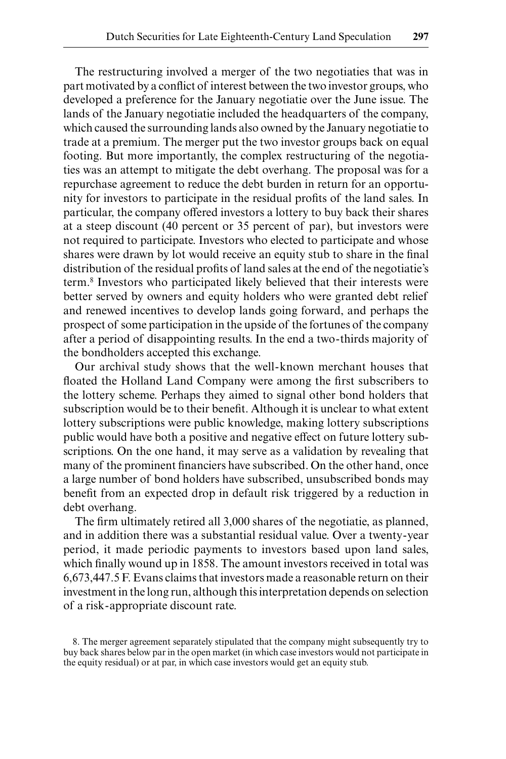The restructuring involved a merger of the two negotiaties that was in part motivated by a conflict of interest between the two investor groups, who developed a preference for the January negotiatie over the June issue. The lands of the January negotiatie included the headquarters of the company, which caused the surrounding lands also owned by the January negotiatie to trade at a premium. The merger put the two investor groups back on equal footing. But more importantly, the complex restructuring of the negotiaties was an attempt to mitigate the debt overhang. The proposal was for a repurchase agreement to reduce the debt burden in return for an opportunity for investors to participate in the residual profits of the land sales. In particular, the company offered investors a lottery to buy back their shares at a steep discount (40 percent or 35 percent of par), but investors were not required to participate. Investors who elected to participate and whose shares were drawn by lot would receive an equity stub to share in the final distribution of the residual profits of land sales at the end of the negotiatie's term.[8] Investors who participated likely believed that their interests were better served by owners and equity holders who were granted debt relief and renewed incentives to develop lands going forward, and perhaps the prospect of some participation in the upside of the fortunes of the company after a period of disappointing results. In the end a two-thirds majority of the bondholders accepted this exchange.

Our archival study shows that the well-known merchant houses that floated the Holland Land Company were among the first subscribers to the lottery scheme. Perhaps they aimed to signal other bond holders that subscription would be to their benefit. Although it is unclear to what extent lottery subscriptions were public knowledge, making lottery subscriptions public would have both a positive and negative effect on future lottery subscriptions. On the one hand, it may serve as a validation by revealing that many of the prominent financiers have subscribed. On the other hand, once a large number of bond holders have subscribed, unsubscribed bonds may benefit from an expected drop in default risk triggered by a reduction in debt overhang.

The firm ultimately retired all 3,000 shares of the negotiatie, as planned, and in addition there was a substantial residual value. Over a twenty-year period, it made periodic payments to investors based upon land sales, which finally wound up in 1858. The amount investors received in total was 6,673,447.5 F. Evans claims that investors made a reasonable return on their investment in the long run, although this interpretation depends on selection of a risk-appropriate discount rate.

8. The merger agreement separately stipulated that the company might subsequently try to buy back shares below par in the open market (in which case investors would not participate in the equity residual) or at par, in which case investors would get an equity stub.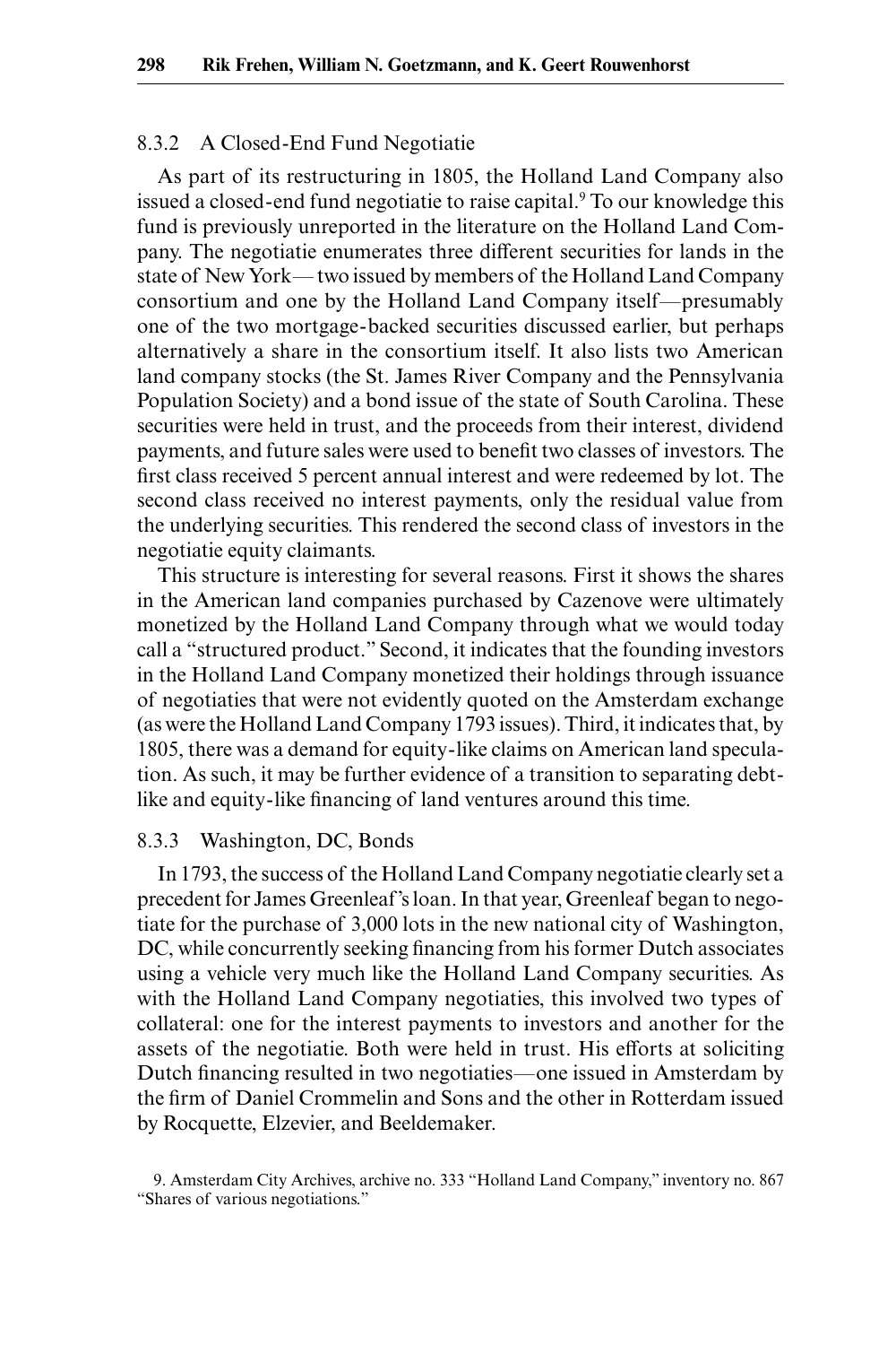### 8.3.2 A Closed-End Fund Negotiatie

As part of its restructuring in 1805, the Holland Land Company also issued a closed-end fund negotiatie to raise capital.[9] To our knowledge this fund is previously unreported in the literature on the Holland Land Company. The negotiatie enumerates three different securities for lands in the state of New York—two issued by members of the Holland Land Company consortium and one by the Holland Land Company itself—presumably one of the two mortgage-backed securities discussed earlier, but perhaps alternatively a share in the consortium itself. It also lists two American land company stocks (the St. James River Company and the Pennsylvania Population Society) and a bond issue of the state of South Carolina. These securities were held in trust, and the proceeds from their interest, dividend payments, and future sales were used to benefit two classes of investors. The first class received 5 percent annual interest and were redeemed by lot. The second class received no interest payments, only the residual value from the underlying securities. This rendered the second class of investors in the negotiatie equity claimants.

This structure is interesting for several reasons. First it shows the shares in the American land companies purchased by Cazenove were ultimately monetized by the Holland Land Company through what we would today call a "structured product." Second, it indicates that the founding investors in the Holland Land Company monetized their holdings through issuance of negotiaties that were not evidently quoted on the Amsterdam exchange (as were the Holland Land Company 1793 issues). Third, it indicates that, by 1805, there was a demand for equity-like claims on American land speculation. As such, it may be further evidence of a transition to separating debt-like and equity-like financing of land ventures around this time.

### 8.3.3 Washington, DC, Bonds

In 1793, the success of the Holland Land Company negotiatie clearly set a precedent for James Greenleaf's loan. In that year, Greenleaf began to negotiate for the purchase of 3,000 lots in the new national city of Washington, DC, while concurrently seeking financing from his former Dutch associates using a vehicle very much like the Holland Land Company securities. As with the Holland Land Company negotiaties, this involved two types of collateral: one for the interest payments to investors and another for the assets of the negotiatie. Both were held in trust. His efforts at soliciting Dutch financing resulted in two negotiaties—one issued in Amsterdam by the firm of Daniel Crommelin and Sons and the other in Rotterdam issued by Rocquette, Elzevier, and Beeldemaker.

9. Amsterdam City Archives, archive no. 333 "Holland Land Company," inventory no. 867 "Shares of various negotiations."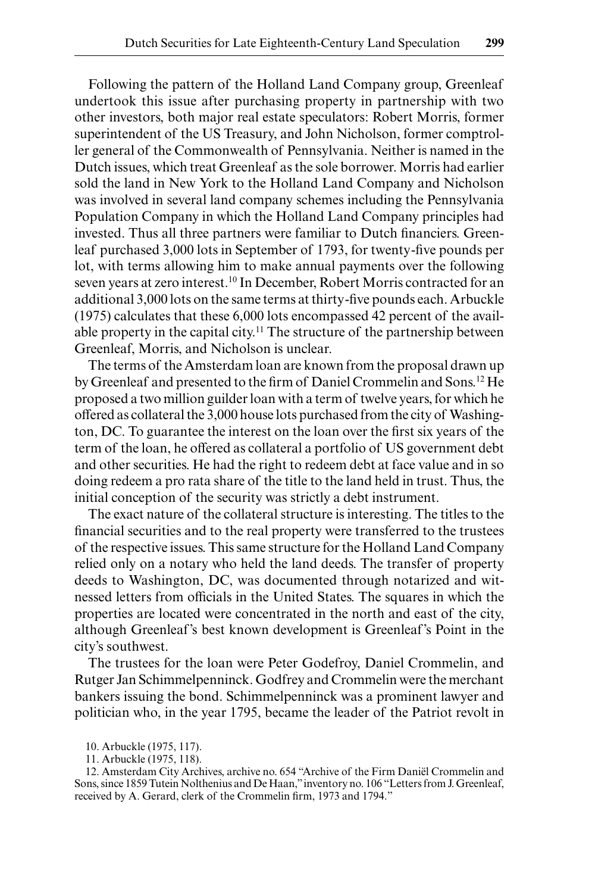Following the pattern of the Holland Land Company group, Greenleaf undertook this issue after purchasing property in partnership with two other investors, both major real estate speculators: Robert Morris, former superintendent of the US Treasury, and John Nicholson, former comptroller general of the Commonwealth of Pennsylvania. Neither is named in the Dutch issues, which treat Greenleaf as the sole borrower. Morris had earlier sold the land in New York to the Holland Land Company and Nicholson was involved in several land company schemes including the Pennsylvania Population Company in which the Holland Land Company principles had invested. Thus all three partners were familiar to Dutch financiers. Greenleaf purchased 3,000 lots in September of 1793, for twenty-five pounds per lot, with terms allowing him to make annual payments over the following seven years at zero interest.[10] In December, Robert Morris contracted for an additional 3,000 lots on the same terms at thirty-five pounds each. Arbuckle (1975) calculates that these 6,000 lots encompassed 42 percent of the available property in the capital city.[11] The structure of the partnership between Greenleaf, Morris, and Nicholson is unclear.

The terms of the Amsterdam loan are known from the proposal drawn up by Greenleaf and presented to the firm of Daniel Crommelin and Sons.[12] He proposed a two million guilder loan with a term of twelve years, for which he offered as collateral the 3,000 house lots purchased from the city of Washington, DC. To guarantee the interest on the loan over the first six years of the term of the loan, he offered as collateral a portfolio of US government debt and other securities. He had the right to redeem debt at face value and in so doing redeem a pro rata share of the title to the land held in trust. Thus, the initial conception of the security was strictly a debt instrument.

The exact nature of the collateral structure is interesting. The titles to the financial securities and to the real property were transferred to the trustees of the respective issues. This same structure for the Holland Land Company relied only on a notary who held the land deeds. The transfer of property deeds to Washington, DC, was documented through notarized and witnessed letters from officials in the United States. The squares in which the properties are located were concentrated in the north and east of the city, although Greenleaf's best known development is Greenleaf's Point in the city's southwest.

The trustees for the loan were Peter Godefroy, Daniel Crommelin, and Rutger Jan Schimmelpenninck. Godfrey and Crommelin were the merchant bankers issuing the bond. Schimmelpenninck was a prominent lawyer and politician who, in the year 1795, became the leader of the Patriot revolt in

10. Arbuckle (1975, 117).

11. Arbuckle (1975, 118).

12. Amsterdam City Archives, archive no. 654 "Archive of the Firm Daniël Crommelin and Sons, since 1859 Tutein Nolthenius and De Haan," inventory no. 106 "Letters from J. Greenleaf, received by A. Gerard, clerk of the Crommelin firm, 1973 and 1794."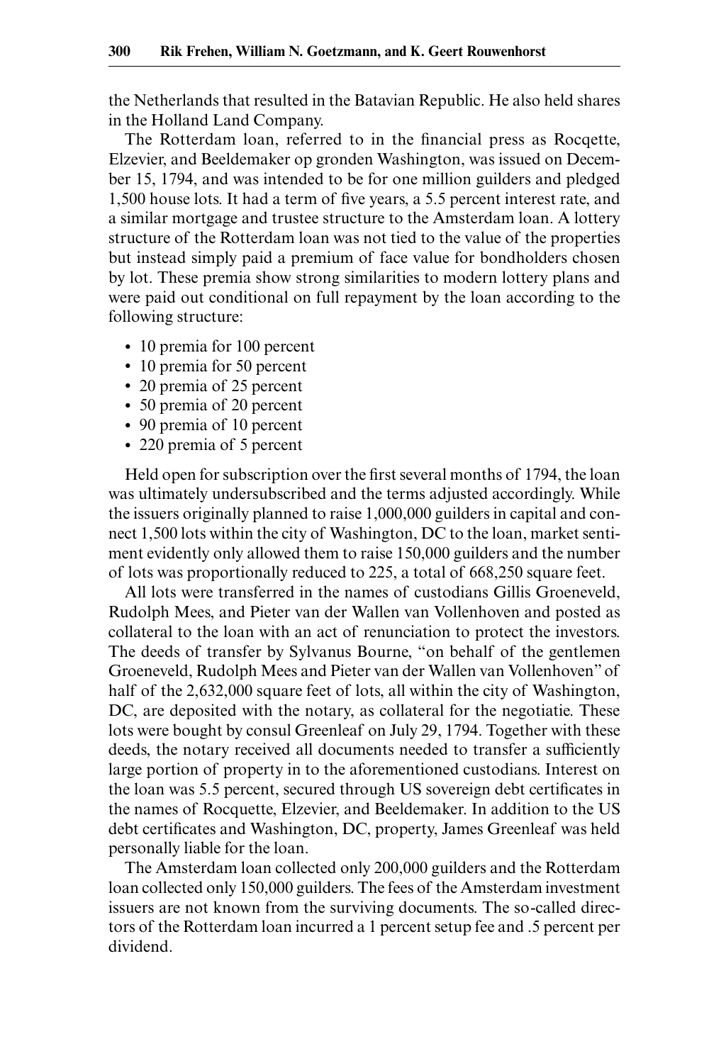the Netherlands that resulted in the Batavian Republic. He also held shares in the Holland Land Company.

The Rotterdam loan, referred to in the financial press as Rocqette, Elzevier, and Beeldemaker op gronden Washington, was issued on December 15, 1794, and was intended to be for one million guilders and pledged 1,500 house lots. It had a term of five years, a 5.5 percent interest rate, and a similar mortgage and trustee structure to the Amsterdam loan. A lottery structure of the Rotterdam loan was not tied to the value of the properties but instead simply paid a premium of face value for bondholders chosen by lot. These premia show strong similarities to modern lottery plans and were paid out conditional on full repayment by the loan according to the following structure:

- 10 premia for 100 percent
- 10 premia for 50 percent
- 20 premia of 25 percent
- 50 premia of 20 percent
- 90 premia of 10 percent
- 220 premia of 5 percent

Held open for subscription over the first several months of 1794, the loan was ultimately undersubscribed and the terms adjusted accordingly. While the issuers originally planned to raise 1,000,000 guilders in capital and connect 1,500 lots within the city of Washington, DC to the loan, market sentiment evidently only allowed them to raise 150,000 guilders and the number of lots was proportionally reduced to 225, a total of 668,250 square feet.

All lots were transferred in the names of custodians Gillis Groeneveld, Rudolph Mees, and Pieter van der Wallen van Vollenhoven and posted as collateral to the loan with an act of renunciation to protect the investors. The deeds of transfer by Sylvanus Bourne, "on behalf of the gentlemen Groeneveld, Rudolph Mees and Pieter van der Wallen van Vollenhoven" of half of the 2,632,000 square feet of lots, all within the city of Washington, DC, are deposited with the notary, as collateral for the negotiatie. These lots were bought by consul Greenleaf on July 29, 1794. Together with these deeds, the notary received all documents needed to transfer a sufficiently large portion of property in to the aforementioned custodians. Interest on the loan was 5.5 percent, secured through US sovereign debt certificates in the names of Rocquette, Elzevier, and Beeldemaker. In addition to the US debt certificates and Washington, DC, property, James Greenleaf was held personally liable for the loan.

The Amsterdam loan collected only 200,000 guilders and the Rotterdam loan collected only 150,000 guilders. The fees of the Amsterdam investment issuers are not known from the surviving documents. The so-called directors of the Rotterdam loan incurred a 1 percent setup fee and .5 percent per dividend.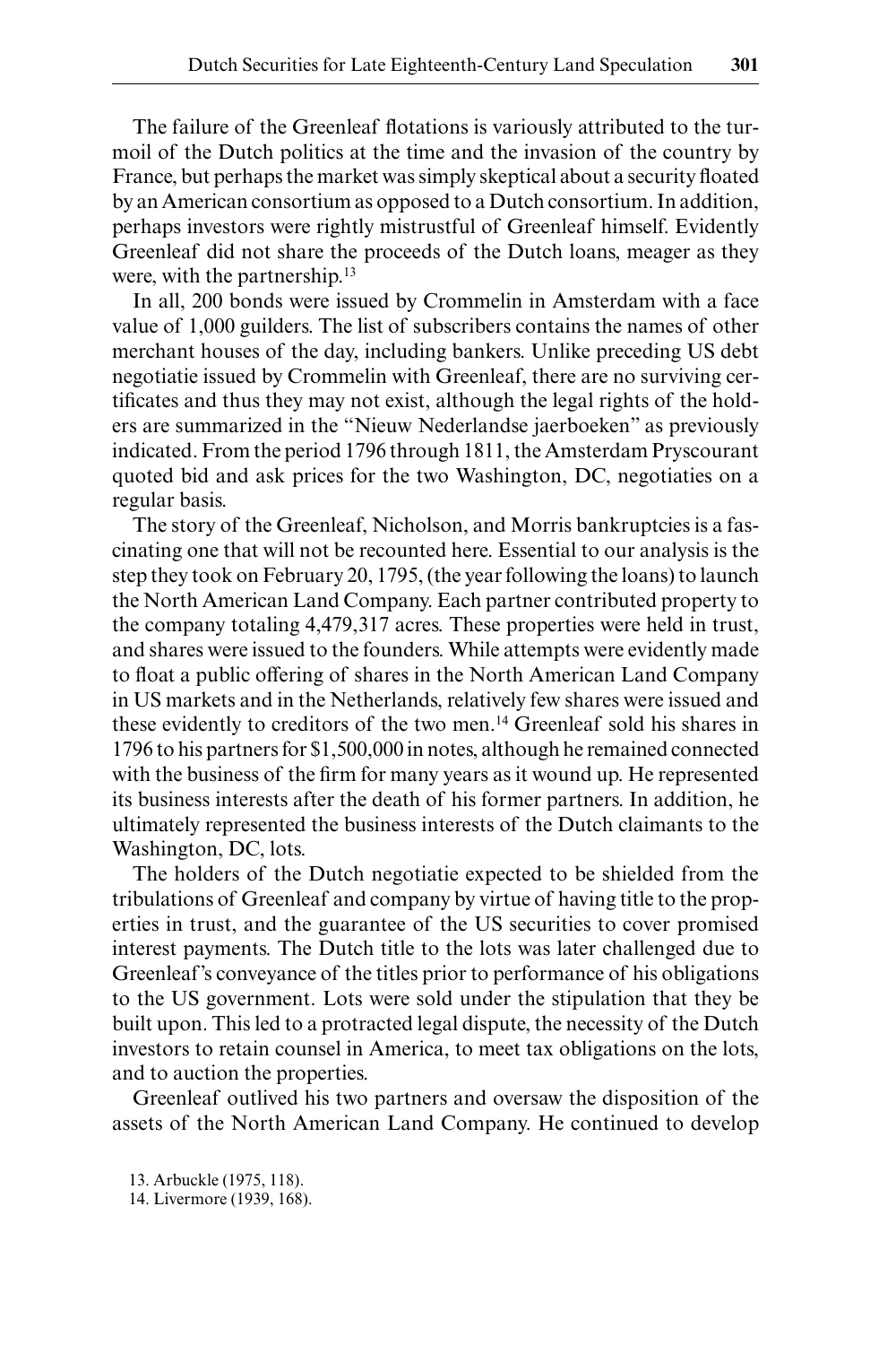The failure of the Greenleaf flotations is variously attributed to the turmoil of the Dutch politics at the time and the invasion of the country by France, but perhaps the market was simply skeptical about a security floated by an American consortium as opposed to a Dutch consortium. In addition, perhaps investors were rightly mistrustful of Greenleaf himself. Evidently Greenleaf did not share the proceeds of the Dutch loans, meager as they were, with the partnership.[13]

In all, 200 bonds were issued by Crommelin in Amsterdam with a face value of 1,000 guilders. The list of subscribers contains the names of other merchant houses of the day, including bankers. Unlike preceding US debt negotiatie issued by Crommelin with Greenleaf, there are no surviving certificates and thus they may not exist, although the legal rights of the holders are summarized in the "Nieuw Nederlandse jaerboeken" as previously indicated. From the period 1796 through 1811, the Amsterdam Pryscourant quoted bid and ask prices for the two Washington, DC, negotiaties on a regular basis.

The story of the Greenleaf, Nicholson, and Morris bankruptcies is a fascinating one that will not be recounted here. Essential to our analysis is the step they took on February 20, 1795, (the year following the loans) to launch the North American Land Company. Each partner contributed property to the company totaling 4,479,317 acres. These properties were held in trust, and shares were issued to the founders. While attempts were evidently made to float a public offering of shares in the North American Land Company in US markets and in the Netherlands, relatively few shares were issued and these evidently to creditors of the two men.[14] Greenleaf sold his shares in 1796 to his partners for $1,500,000 in notes, although he remained connected with the business of the firm for many years as it wound up. He represented its business interests after the death of his former partners. In addition, he ultimately represented the business interests of the Dutch claimants to the Washington, DC, lots.

The holders of the Dutch negotiatie expected to be shielded from the tribulations of Greenleaf and company by virtue of having title to the properties in trust, and the guarantee of the US securities to cover promised interest payments. The Dutch title to the lots was later challenged due to Greenleaf's conveyance of the titles prior to performance of his obligations to the US government. Lots were sold under the stipulation that they be built upon. This led to a protracted legal dispute, the necessity of the Dutch investors to retain counsel in America, to meet tax obligations on the lots, and to auction the properties.

Greenleaf outlived his two partners and oversaw the disposition of the assets of the North American Land Company. He continued to develop

13. Arbuckle (1975, 118).

14. Livermore (1939, 168).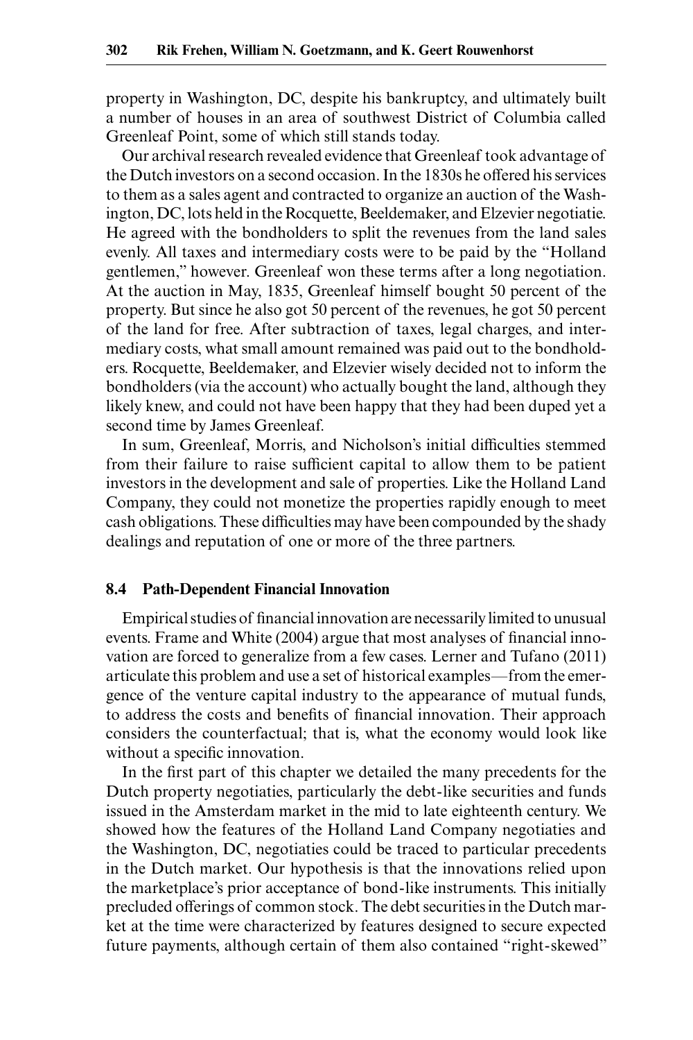property in Washington, DC, despite his bankruptcy, and ultimately built a number of houses in an area of southwest District of Columbia called Greenleaf Point, some of which still stands today.

Our archival research revealed evidence that Greenleaf took advantage of the Dutch investors on a second occasion. In the 1830s he offered his services to them as a sales agent and contracted to organize an auction of the Washington, DC, lots held in the Rocquette, Beeldemaker, and Elzevier negotiatie. He agreed with the bondholders to split the revenues from the land sales evenly. All taxes and intermediary costs were to be paid by the "Holland gentlemen," however. Greenleaf won these terms after a long negotiation. At the auction in May, 1835, Greenleaf himself bought 50 percent of the property. But since he also got 50 percent of the revenues, he got 50 percent of the land for free. After subtraction of taxes, legal charges, and intermediary costs, what small amount remained was paid out to the bondholders. Rocquette, Beeldemaker, and Elzevier wisely decided not to inform the bondholders (via the account) who actually bought the land, although they likely knew, and could not have been happy that they had been duped yet a second time by James Greenleaf.

In sum, Greenleaf, Morris, and Nicholson's initial difficulties stemmed from their failure to raise sufficient capital to allow them to be patient investors in the development and sale of properties. Like the Holland Land Company, they could not monetize the properties rapidly enough to meet cash obligations. These difficulties may have been compounded by the shady dealings and reputation of one or more of the three partners.

## 8.4 Path-Dependent Financial Innovation

Empirical studies of financial innovation are necessarily limited to unusual events. Frame and White (2004) argue that most analyses of financial innovation are forced to generalize from a few cases. Lerner and Tufano (2011) articulate this problem and use a set of historical examples—from the emergence of the venture capital industry to the appearance of mutual funds, to address the costs and benefits of financial innovation. Their approach considers the counterfactual; that is, what the economy would look like without a specific innovation.

In the first part of this chapter we detailed the many precedents for the Dutch property negotiaties, particularly the debt-like securities and funds issued in the Amsterdam market in the mid to late eighteenth century. We showed how the features of the Holland Land Company negotiaties and the Washington, DC, negotiaties could be traced to particular precedents in the Dutch market. Our hypothesis is that the innovations relied upon the marketplace's prior acceptance of bond-like instruments. This initially precluded offerings of common stock. The debt securities in the Dutch market at the time were characterized by features designed to secure expected future payments, although certain of them also contained "right-skewed"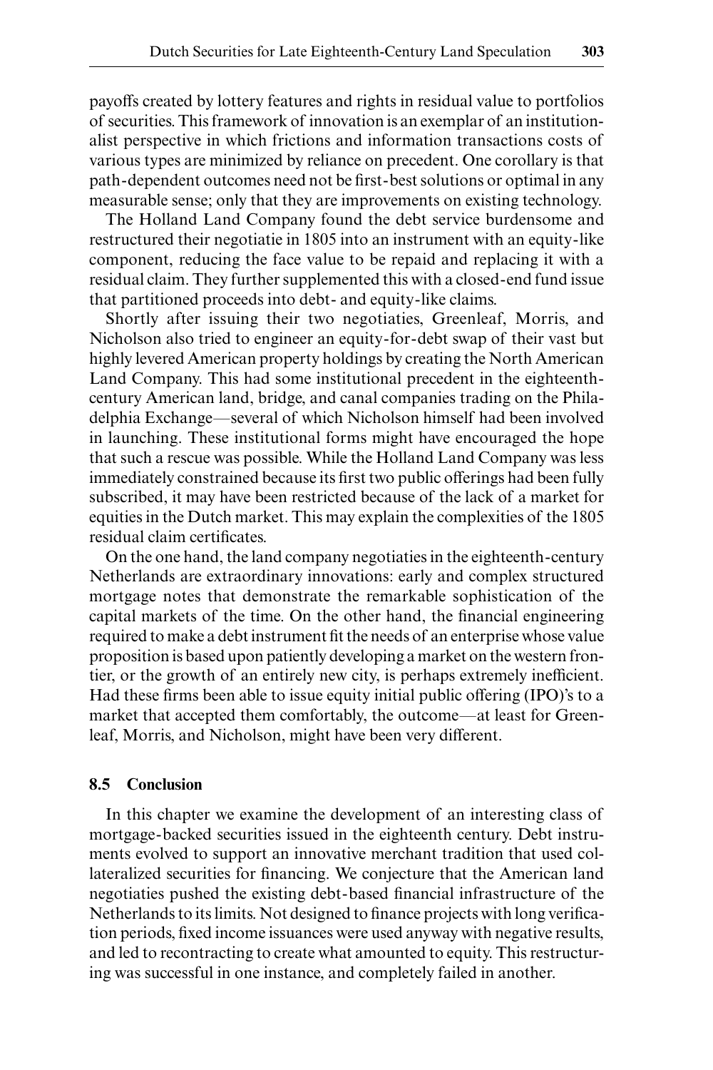payoffs created by lottery features and rights in residual value to portfolios of securities. This framework of innovation is an exemplar of an institutionalist perspective in which frictions and information transactions costs of various types are minimized by reliance on precedent. One corollary is that path-dependent outcomes need not be first-best solutions or optimal in any measurable sense; only that they are improvements on existing technology.

The Holland Land Company found the debt service burdensome and restructured their negotiatie in 1805 into an instrument with an equity-like component, reducing the face value to be repaid and replacing it with a residual claim. They further supplemented this with a closed-end fund issue that partitioned proceeds into debt- and equity-like claims.

Shortly after issuing their two negotiaties, Greenleaf, Morris, and Nicholson also tried to engineer an equity-for-debt swap of their vast but highly levered American property holdings by creating the North American Land Company. This had some institutional precedent in the eighteenth-century American land, bridge, and canal companies trading on the Philadelphia Exchange—several of which Nicholson himself had been involved in launching. These institutional forms might have encouraged the hope that such a rescue was possible. While the Holland Land Company was less immediately constrained because its first two public offerings had been fully subscribed, it may have been restricted because of the lack of a market for equities in the Dutch market. This may explain the complexities of the 1805 residual claim certificates.

On the one hand, the land company negotiaties in the eighteenth-century Netherlands are extraordinary innovations: early and complex structured mortgage notes that demonstrate the remarkable sophistication of the capital markets of the time. On the other hand, the financial engineering required to make a debt instrument fit the needs of an enterprise whose value proposition is based upon patiently developing a market on the western frontier, or the growth of an entirely new city, is perhaps extremely inefficient. Had these firms been able to issue equity initial public offering (IPO)'s to a market that accepted them comfortably, the outcome—at least for Greenleaf, Morris, and Nicholson, might have been very different.

## 8.5 Conclusion

In this chapter we examine the development of an interesting class of mortgage-backed securities issued in the eighteenth century. Debt instruments evolved to support an innovative merchant tradition that used collateralized securities for financing. We conjecture that the American land negotiaties pushed the existing debt-based financial infrastructure of the Netherlands to its limits. Not designed to finance projects with long verification periods, fixed income issuances were used anyway with negative results, and led to recontracting to create what amounted to equity. This restructuring was successful in one instance, and completely failed in another.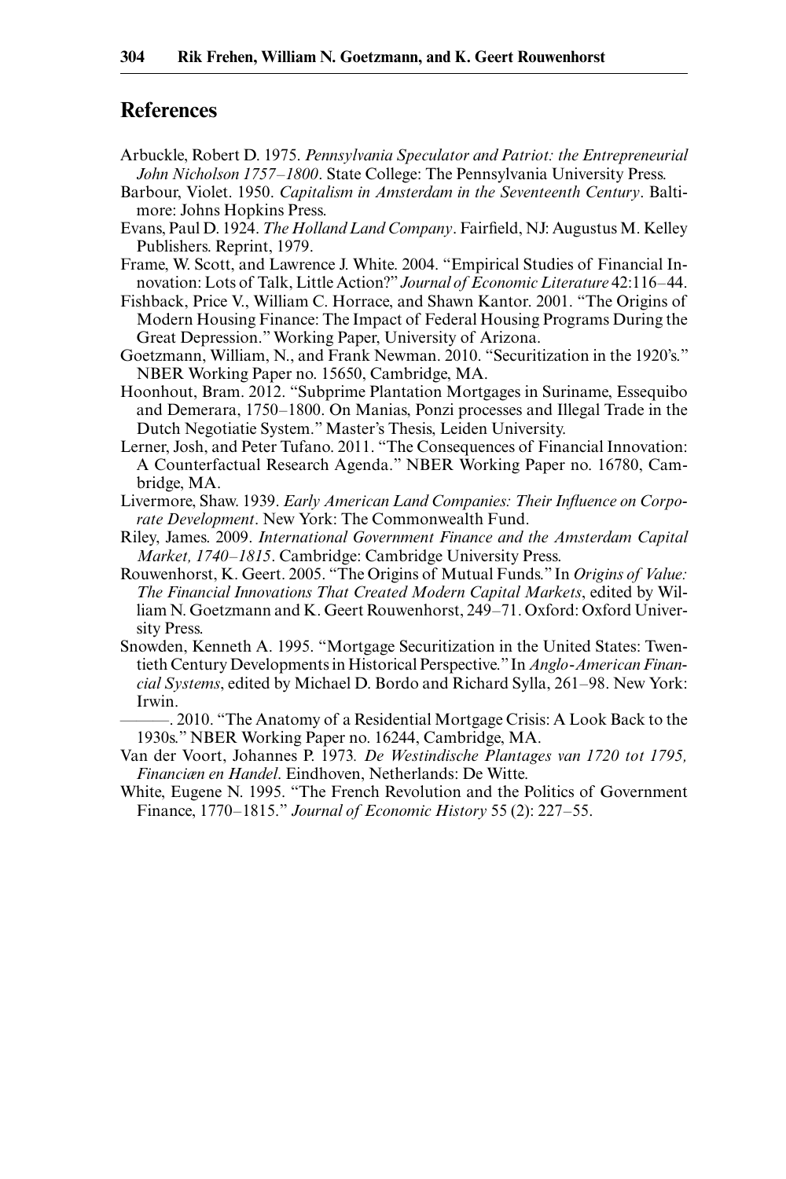## References

Arbuckle, Robert D. 1975. *Pennsylvania Speculator and Patriot: the Entrepreneurial John Nicholson 1757–1800*. State College: The Pennsylvania University Press.

Barbour, Violet. 1950. *Capitalism in Amsterdam in the Seventeenth Century*. Baltimore: Johns Hopkins Press.

Evans, Paul D. 1924. *The Holland Land Company*. Fairfield, NJ: Augustus M. Kelley Publishers. Reprint, 1979.

Frame, W. Scott, and Lawrence J. White. 2004. "Empirical Studies of Financial Innovation: Lots of Talk, Little Action?" *Journal of Economic Literature* 42:116–44.

Fishback, Price V., William C. Horrace, and Shawn Kantor. 2001. "The Origins of Modern Housing Finance: The Impact of Federal Housing Programs During the Great Depression." Working Paper, University of Arizona.

Goetzmann, William, N., and Frank Newman. 2010. "Securitization in the 1920's." NBER Working Paper no. 15650, Cambridge, MA.

Hoonhout, Bram. 2012. "Subprime Plantation Mortgages in Suriname, Essequibo and Demerara, 1750–1800. On Manias, Ponzi processes and Illegal Trade in the Dutch Negotiatie System." Master's Thesis, Leiden University.

Lerner, Josh, and Peter Tufano. 2011. "The Consequences of Financial Innovation: A Counterfactual Research Agenda." NBER Working Paper no. 16780, Cambridge, MA.

Livermore, Shaw. 1939. *Early American Land Companies: Their Influence on Corporate Development*. New York: The Commonwealth Fund.

Riley, James. 2009. *International Government Finance and the Amsterdam Capital Market, 1740–1815*. Cambridge: Cambridge University Press.

Rouwenhorst, K. Geert. 2005. "The Origins of Mutual Funds." In *Origins of Value: The Financial Innovations That Created Modern Capital Markets*, edited by William N. Goetzmann and K. Geert Rouwenhorst, 249–71. Oxford: Oxford University Press.

Snowden, Kenneth A. 1995. "Mortgage Securitization in the United States: Twentieth Century Developments in Historical Perspective." In *Anglo-American Financial Systems*, edited by Michael D. Bordo and Richard Sylla, 261–98. New York: Irwin.

———. 2010. "The Anatomy of a Residential Mortgage Crisis: A Look Back to the 1930s." NBER Working Paper no. 16244, Cambridge, MA.

Van der Voort, Johannes P. 1973. *De Westindische Plantages van 1720 tot 1795, Financiæn en Handel*. Eindhoven, Netherlands: De Witte.

White, Eugene N. 1995. "The French Revolution and the Politics of Government Finance, 1770–1815." *Journal of Economic History* 55 (2): 227–55.